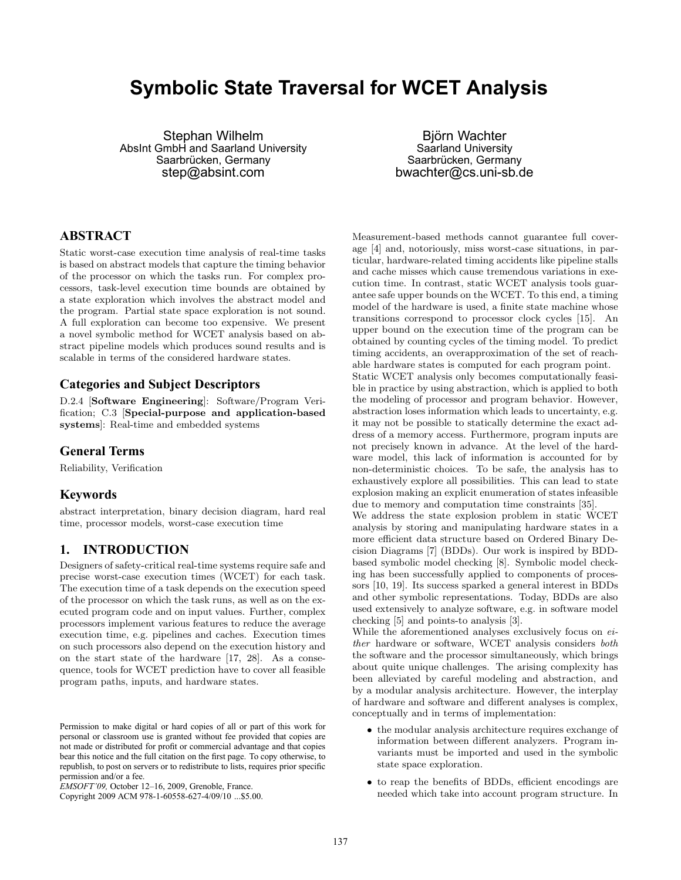# Symbolic State Traversal for WCET Analysis

Stephan Wilhelm
AbsInt GmbH and Saarland University
Saarbrücken, Germany
step@absint.com

Björn Wachter
Saarland University
Saarbrücken, Germany
bwachter@cs.uni-sb.de

## ABSTRACT

Static worst-case execution time analysis of real-time tasks is based on abstract models that capture the timing behavior of the processor on which the tasks run. For complex processors, task-level execution time bounds are obtained by a state exploration which involves the abstract model and the program. Partial state space exploration is not sound. A full exploration can become too expensive. We present a novel symbolic method for WCET analysis based on abstract pipeline models which produces sound results and is scalable in terms of the considered hardware states.

### Categories and Subject Descriptors

D.2.4 [**Software Engineering**]: Software/Program Verification; C.3 [**Special-purpose and application-based systems**]: Real-time and embedded systems

### General Terms

Reliability, Verification

### Keywords

abstract interpretation, binary decision diagram, hard real time, processor models, worst-case execution time

## 1. INTRODUCTION

Designers of safety-critical real-time systems require safe and precise worst-case execution times (WCET) for each task. The execution time of a task depends on the execution speed of the processor on which the task runs, as well as on the executed program code and on input values. Further, complex processors implement various features to reduce the average execution time, e.g. pipelines and caches. Execution times on such processors also depend on the execution history and on the start state of the hardware [17, 28]. As a consequence, tools for WCET prediction have to cover all feasible program paths, inputs, and hardware states.

Permission to make digital or hard copies of all or part of this work for personal or classroom use is granted without fee provided that copies are not made or distributed for profit or commercial advantage and that copies bear this notice and the full citation on the first page. To copy otherwise, to republish, to post on servers or to redistribute to lists, requires prior specific permission and/or a fee.
*EMSOFT'09,* October 12–16, 2009, Grenoble, France.
Copyright 2009 ACM 978-1-60558-627-4/09/10 ...$5.00.

Measurement-based methods cannot guarantee full coverage [4] and, notoriously, miss worst-case situations, in particular, hardware-related timing accidents like pipeline stalls and cache misses which cause tremendous variations in execution time. In contrast, static WCET analysis tools guarantee safe upper bounds on the WCET. To this end, a timing model of the hardware is used, a finite state machine whose transitions correspond to processor clock cycles [15]. An upper bound on the execution time of the program can be obtained by counting cycles of the timing model. To predict timing accidents, an overapproximation of the set of reachable hardware states is computed for each program point.

Static WCET analysis only becomes computationally feasible in practice by using abstraction, which is applied to both the modeling of processor and program behavior. However, abstraction loses information which leads to uncertainty, e.g. it may not be possible to statically determine the exact address of a memory access. Furthermore, program inputs are not precisely known in advance. At the level of the hardware model, this lack of information is accounted for by non-deterministic choices. To be safe, the analysis has to exhaustively explore all possibilities. This can lead to state explosion making an explicit enumeration of states infeasible due to memory and computation time constraints [35].

We address the state explosion problem in static WCET analysis by storing and manipulating hardware states in a more efficient data structure based on Ordered Binary Decision Diagrams [7] (BDDs). Our work is inspired by BDD-based symbolic model checking [8]. Symbolic model checking has been successfully applied to components of processors [10, 19]. Its success sparked a general interest in BDDs and other symbolic representations. Today, BDDs are also used extensively to analyze software, e.g. in software model checking [5] and points-to analysis [3].

While the aforementioned analyses exclusively focus on *either* hardware or software, WCET analysis considers *both* the software and the processor simultaneously, which brings about quite unique challenges. The arising complexity has been alleviated by careful modeling and abstraction, and by a modular analysis architecture. However, the interplay of hardware and software and different analyses is complex, conceptually and in terms of implementation:

- the modular analysis architecture requires exchange of information between different analyzers. Program invariants must be imported and used in the symbolic state space exploration.
- to reap the benefits of BDDs, efficient encodings are needed which take into account program structure. In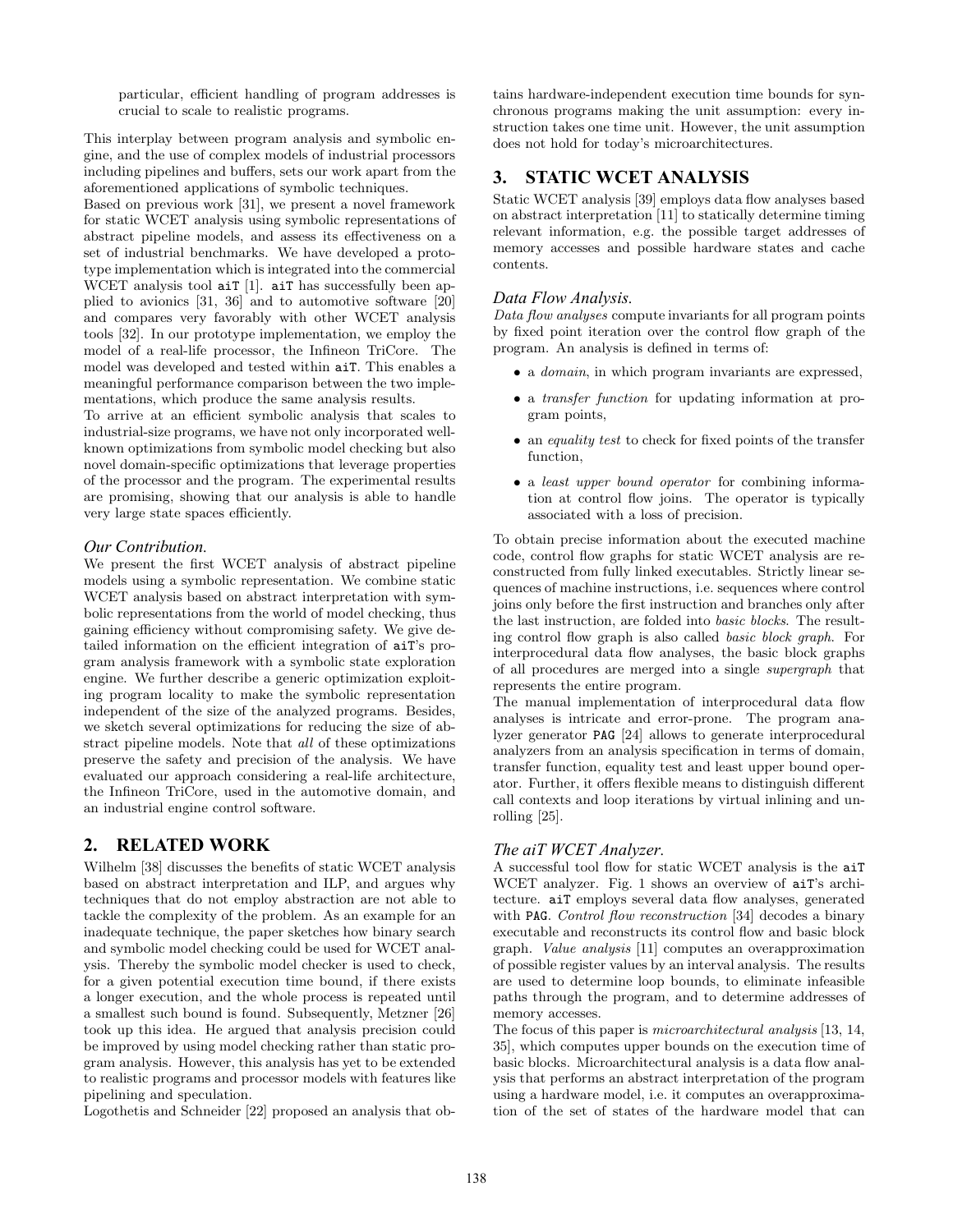particular, efficient handling of program addresses is crucial to scale to realistic programs.

This interplay between program analysis and symbolic engine, and the use of complex models of industrial processors including pipelines and buffers, sets our work apart from the aforementioned applications of symbolic techniques.

Based on previous work [31], we present a novel framework for static WCET analysis using symbolic representations of abstract pipeline models, and assess its effectiveness on a set of industrial benchmarks. We have developed a prototype implementation which is integrated into the commercial WCET analysis tool `aiT` [1]. `aiT` has successfully been applied to avionics [31, 36] and to automotive software [20] and compares very favorably with other WCET analysis tools [32]. In our prototype implementation, we employ the model of a real-life processor, the Infineon TriCore. The model was developed and tested within `aiT`. This enables a meaningful performance comparison between the two implementations, which produce the same analysis results.

To arrive at an efficient symbolic analysis that scales to industrial-size programs, we have not only incorporated well-known optimizations from symbolic model checking but also novel domain-specific optimizations that leverage properties of the processor and the program. The experimental results are promising, showing that our analysis is able to handle very large state spaces efficiently.

### Our Contribution.

We present the first WCET analysis of abstract pipeline models using a symbolic representation. We combine static WCET analysis based on abstract interpretation with symbolic representations from the world of model checking, thus gaining efficiency without compromising safety. We give detailed information on the efficient integration of `aiT`'s program analysis framework with a symbolic state exploration engine. We further describe a generic optimization exploiting program locality to make the symbolic representation independent of the size of the analyzed programs. Besides, we sketch several optimizations for reducing the size of abstract pipeline models. Note that *all* of these optimizations preserve the safety and precision of the analysis. We have evaluated our approach considering a real-life architecture, the Infineon TriCore, used in the automotive domain, and an industrial engine control software.

## 2. RELATED WORK

Wilhelm [38] discusses the benefits of static WCET analysis based on abstract interpretation and ILP, and argues why techniques that do not employ abstraction are not able to tackle the complexity of the problem. As an example for an inadequate technique, the paper sketches how binary search and symbolic model checking could be used for WCET analysis. Thereby the symbolic model checker is used to check, for a given potential execution time bound, if there exists a longer execution, and the whole process is repeated until a smallest such bound is found. Subsequently, Metzner [26] took up this idea. He argued that analysis precision could be improved by using model checking rather than static program analysis. However, this analysis has yet to be extended to realistic programs and processor models with features like pipelining and speculation.

Logothetis and Schneider [22] proposed an analysis that obtains hardware-independent execution time bounds for synchronous programs making the unit assumption: every instruction takes one time unit. However, the unit assumption does not hold for today's microarchitectures.

## 3. STATIC WCET ANALYSIS

Static WCET analysis [39] employs data flow analyses based on abstract interpretation [11] to statically determine timing relevant information, e.g. the possible target addresses of memory accesses and possible hardware states and cache contents.

### Data Flow Analysis.

*Data flow analyses* compute invariants for all program points by fixed point iteration over the control flow graph of the program. An analysis is defined in terms of:

- a *domain*, in which program invariants are expressed,
- a *transfer function* for updating information at program points,
- an *equality test* to check for fixed points of the transfer function,
- a *least upper bound operator* for combining information at control flow joins. The operator is typically associated with a loss of precision.

To obtain precise information about the executed machine code, control flow graphs for static WCET analysis are reconstructed from fully linked executables. Strictly linear sequences of machine instructions, i.e. sequences where control joins only before the first instruction and branches only after the last instruction, are folded into *basic blocks*. The resulting control flow graph is also called *basic block graph*. For interprocedural data flow analyses, the basic block graphs of all procedures are merged into a single *supergraph* that represents the entire program.

The manual implementation of interprocedural data flow analyses is intricate and error-prone. The program analyzer generator `PAG` [24] allows to generate interprocedural analyzers from an analysis specification in terms of domain, transfer function, equality test and least upper bound operator. Further, it offers flexible means to distinguish different call contexts and loop iterations by virtual inlining and unrolling [25].

### The aiT WCET Analyzer.

A successful tool flow for static WCET analysis is the `aiT` WCET analyzer. Fig. 1 shows an overview of `aiT`'s architecture. `aiT` employs several data flow analyses, generated with `PAG`. *Control flow reconstruction* [34] decodes a binary executable and reconstructs its control flow and basic block graph. *Value analysis* [11] computes an overapproximation of possible register values by an interval analysis. The results are used to determine loop bounds, to eliminate infeasible paths through the program, and to determine addresses of memory accesses.

The focus of this paper is *microarchitectural analysis* [13, 14, 35], which computes upper bounds on the execution time of basic blocks. Microarchitectural analysis is a data flow analysis that performs an abstract interpretation of the program using a hardware model, i.e. it computes an overapproximation of the set of states of the hardware model that can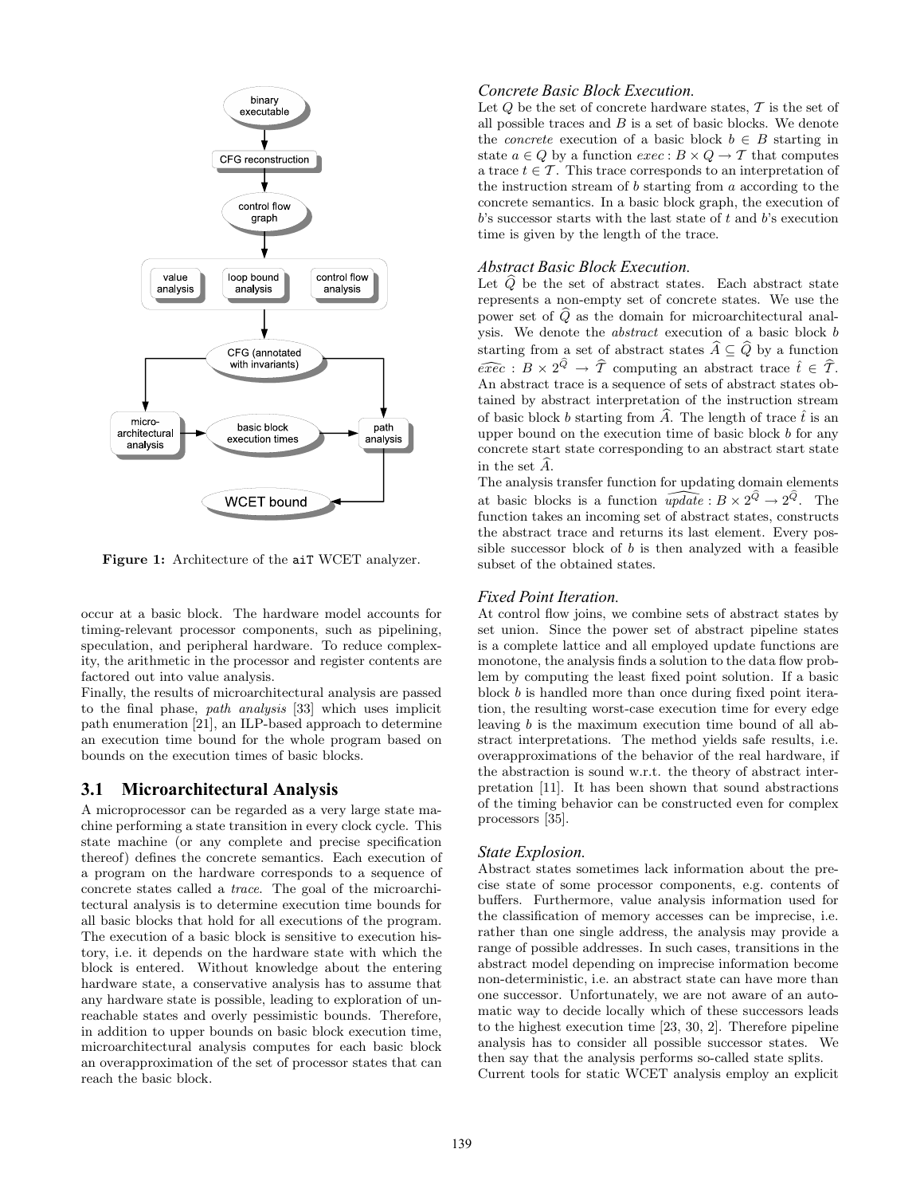Figure 1: Architecture of the aiT WCET analyzer.

occur at a basic block. The hardware model accounts for timing-relevant processor components, such as pipelining, speculation, and peripheral hardware. To reduce complexity, the arithmetic in the processor and register contents are factored out into value analysis.

Finally, the results of microarchitectural analysis are passed to the final phase, *path analysis* [33] which uses implicit path enumeration [21], an ILP-based approach to determine an execution time bound for the whole program based on bounds on the execution times of basic blocks.

## 3.1 Microarchitectural Analysis

A microprocessor can be regarded as a very large state machine performing a state transition in every clock cycle. This state machine (or any complete and precise specification thereof) defines the concrete semantics. Each execution of a program on the hardware corresponds to a sequence of concrete states called a *trace*. The goal of the microarchitectural analysis is to determine execution time bounds for all basic blocks that hold for all executions of the program. The execution of a basic block is sensitive to execution history, i.e. it depends on the hardware state with which the block is entered. Without knowledge about the entering hardware state, a conservative analysis has to assume that any hardware state is possible, leading to exploration of unreachable states and overly pessimistic bounds. Therefore, in addition to upper bounds on basic block execution time, microarchitectural analysis computes for each basic block an overapproximation of the set of processor states that can reach the basic block.

### Concrete Basic Block Execution.

Let $Q$ be the set of concrete hardware states, $\mathcal{T}$ is the set of all possible traces and $B$ is a set of basic blocks. We denote the *concrete* execution of a basic block $b \in B$ starting in state $a \in Q$ by a function $exec : B \times Q \to \mathcal{T}$ that computes a trace $t \in \mathcal{T}$. This trace corresponds to an interpretation of the instruction stream of $b$ starting from $a$ according to the concrete semantics. In a basic block graph, the execution of $b$'s successor starts with the last state of $t$ and $b$'s execution time is given by the length of the trace.

### Abstract Basic Block Execution.

Let $\widehat{Q}$ be the set of abstract states. Each abstract state represents a non-empty set of concrete states. We use the power set of $\widehat{Q}$ as the domain for microarchitectural analysis. We denote the *abstract* execution of a basic block $b$ starting from a set of abstract states $\widehat{A} \subseteq \widehat{Q}$ by a function $\widehat{exec} : B \times 2^{\widehat{Q}} \to \widehat{\mathcal{T}}$ computing an abstract trace $\hat{t} \in \widehat{\mathcal{T}}$. An abstract trace is a sequence of sets of abstract states obtained by abstract interpretation of the instruction stream of basic block $b$ starting from $\widehat{A}$. The length of trace $\hat{t}$ is an upper bound on the execution time of basic block $b$ for any concrete start state corresponding to an abstract start state in the set $\widehat{A}$.

The analysis transfer function for updating domain elements at basic blocks is a function $\widehat{update} : B \times 2^{\widehat{Q}} \to 2^{\widehat{Q}}$. The function takes an incoming set of abstract states, constructs the abstract trace and returns its last element. Every possible successor block of $b$ is then analyzed with a feasible subset of the obtained states.

### Fixed Point Iteration.

At control flow joins, we combine sets of abstract states by set union. Since the power set of abstract pipeline states is a complete lattice and all employed update functions are monotone, the analysis finds a solution to the data flow problem by computing the least fixed point solution. If a basic block $b$ is handled more than once during fixed point iteration, the resulting worst-case execution time for every edge leaving $b$ is the maximum execution time bound of all abstract interpretations. The method yields safe results, i.e. overapproximations of the behavior of the real hardware, if the abstraction is sound w.r.t. the theory of abstract interpretation [11]. It has been shown that sound abstractions of the timing behavior can be constructed even for complex processors [35].

### State Explosion.

Abstract states sometimes lack information about the precise state of some processor components, e.g. contents of buffers. Furthermore, value analysis information used for the classification of memory accesses can be imprecise, i.e. rather than one single address, the analysis may provide a range of possible addresses. In such cases, transitions in the abstract model depending on imprecise information become non-deterministic, i.e. an abstract state can have more than one successor. Unfortunately, we are not aware of an automatic way to decide locally which of these successors leads to the highest execution time [23, 30, 2]. Therefore pipeline analysis has to consider all possible successor states. We then say that the analysis performs so-called state splits.

Current tools for static WCET analysis employ an explicit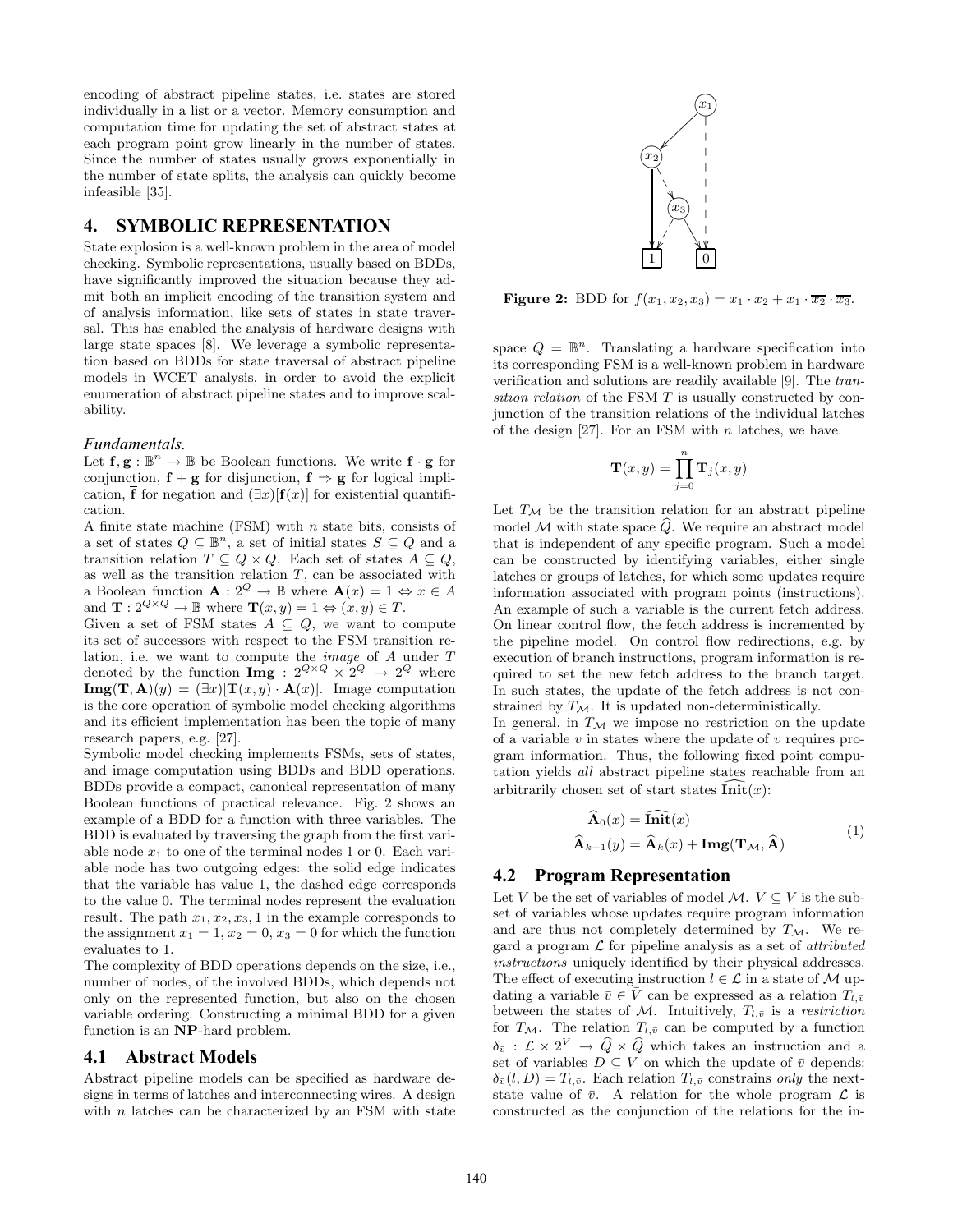encoding of abstract pipeline states, i.e. states are stored individually in a list or a vector. Memory consumption and computation time for updating the set of abstract states at each program point grow linearly in the number of states. Since the number of states usually grows exponentially in the number of state splits, the analysis can quickly become infeasible [35].

# 4. SYMBOLIC REPRESENTATION

State explosion is a well-known problem in the area of model checking. Symbolic representations, usually based on BDDs, have significantly improved the situation because they admit both an implicit encoding of the transition system and of analysis information, like sets of states in state traversal. This has enabled the analysis of hardware designs with large state spaces [8]. We leverage a symbolic representation based on BDDs for state traversal of abstract pipeline models in WCET analysis, in order to avoid the explicit enumeration of abstract pipeline states and to improve scalability.

### *Fundamentals.*

Let $\mathbf{f}, \mathbf{g} : \mathbb{B}^n \to \mathbb{B}$ be Boolean functions. We write $\mathbf{f} \cdot \mathbf{g}$ for conjunction, $\mathbf{f} + \mathbf{g}$ for disjunction, $\mathbf{f} \Rightarrow \mathbf{g}$ for logical implication, $\overline{\mathbf{f}}$ for negation and $(\exists x)[\mathbf{f}(x)]$ for existential quantification.

A finite state machine (FSM) with $n$ state bits, consists of a set of states $Q \subseteq \mathbb{B}^n$, a set of initial states $S \subseteq Q$ and a transition relation $T \subseteq Q \times Q$. Each set of states $A \subseteq Q$, as well as the transition relation $T$, can be associated with a Boolean function $\mathbf{A} : 2^Q \to \mathbb{B}$ where $\mathbf{A}(x) = 1 \Leftrightarrow x \in A$ and $\mathbf{T} : 2^{Q \times Q} \to \mathbb{B}$ where $\mathbf{T}(x, y) = 1 \Leftrightarrow (x, y) \in T$.

Given a set of FSM states $A \subseteq Q$, we want to compute its set of successors with respect to the FSM transition relation, i.e. we want to compute the *image* of $A$ under $T$ denoted by the function $\mathbf{Img} : 2^{Q \times Q} \times 2^Q \to 2^Q$ where $\mathbf{Img}(\mathbf{T}, \mathbf{A})(y) = (\exists x)[\mathbf{T}(x, y) \cdot \mathbf{A}(x)]$. Image computation is the core operation of symbolic model checking algorithms and its efficient implementation has been the topic of many research papers, e.g. [27].

Symbolic model checking implements FSMs, sets of states, and image computation using BDDs and BDD operations. BDDs provide a compact, canonical representation of many Boolean functions of practical relevance. Fig. 2 shows an example of a BDD for a function with three variables. The BDD is evaluated by traversing the graph from the first variable node $x_1$ to one of the terminal nodes 1 or 0. Each variable node has two outgoing edges: the solid edge indicates that the variable has value 1, the dashed edge corresponds to the value 0. The terminal nodes represent the evaluation result. The path $x_1, x_2, x_3, 1$ in the example corresponds to the assignment $x_1 = 1$, $x_2 = 0$, $x_3 = 0$ for which the function evaluates to 1.

The complexity of BDD operations depends on the size, i.e., number of nodes, of the involved BDDs, which depends not only on the represented function, but also on the chosen variable ordering. Constructing a minimal BDD for a given function is an **NP**-hard problem.

## 4.1 Abstract Models

Abstract pipeline models can be specified as hardware designs in terms of latches and interconnecting wires. A design with $n$ latches can be characterized by an FSM with state space $Q = \mathbb{B}^n$. Translating a hardware specification into its corresponding FSM is a well-known problem in hardware verification and solutions are readily available [9]. The *transition relation* of the FSM $T$ is usually constructed by conjunction of the transition relations of the individual latches of the design [27]. For an FSM with $n$ latches, we have

**Figure 2:** BDD for $f(x_1, x_2, x_3) = x_1 \cdot x_2 + x_1 \cdot \overline{x_2} \cdot \overline{x_3}$.

$$\mathbf{T}(x, y) = \prod_{j=0}^{n} \mathbf{T}_j(x, y)$$

Let $T_{\mathcal{M}}$ be the transition relation for an abstract pipeline model $\mathcal{M}$ with state space $\widehat{Q}$. We require an abstract model that is independent of any specific program. Such a model can be constructed by identifying variables, either single latches or groups of latches, for which some updates require information associated with program points (instructions). An example of such a variable is the current fetch address. On linear control flow, the fetch address is incremented by the pipeline model. On control flow redirections, e.g. by execution of branch instructions, program information is required to set the new fetch address to the branch target. In such states, the update of the fetch address is not constrained by $T_{\mathcal{M}}$. It is updated non-deterministically.

In general, in $T_{\mathcal{M}}$ we impose no restriction on the update of a variable $v$ in states where the update of $v$ requires program information. Thus, the following fixed point computation yields *all* abstract pipeline states reachable from an arbitrarily chosen set of start states $\widehat{\mathbf{Init}}(x)$:

$$\begin{aligned} \widehat{\mathbf{A}}_0(x) &= \widehat{\mathbf{Init}}(x) \\ \widehat{\mathbf{A}}_{k+1}(y) &= \widehat{\mathbf{A}}_k(x) + \mathbf{Img}(\mathbf{T}_{\mathcal{M}}, \widehat{\mathbf{A}}) \end{aligned} \tag{1}$$

## 4.2 Program Representation

Let $V$ be the set of variables of model $\mathcal{M}$. $\bar{V} \subseteq V$ is the subset of variables whose updates require program information and are thus not completely determined by $T_{\mathcal{M}}$. We regard a program $\mathcal{L}$ for pipeline analysis as a set of *attributed instructions* uniquely identified by their physical addresses. The effect of executing instruction $l \in \mathcal{L}$ in a state of $\mathcal{M}$ updating a variable $\bar{v} \in \bar{V}$ can be expressed as a relation $T_{l,\bar{v}}$ between the states of $\mathcal{M}$. Intuitively, $T_{l,\bar{v}}$ is a *restriction* for $T_{\mathcal{M}}$. The relation $T_{l,\bar{v}}$ can be computed by a function $\delta_{\bar{v}} : \mathcal{L} \times 2^V \to \widehat{Q} \times \widehat{Q}$ which takes an instruction and a set of variables $D \subseteq V$ on which the update of $\bar{v}$ depends: $\delta_{\bar{v}}(l, D) = T_{l,\bar{v}}$. Each relation $T_{l,\bar{v}}$ constrains *only* the next-state value of $\bar{v}$. A relation for the whole program $\mathcal{L}$ is constructed as the conjunction of the relations for the in-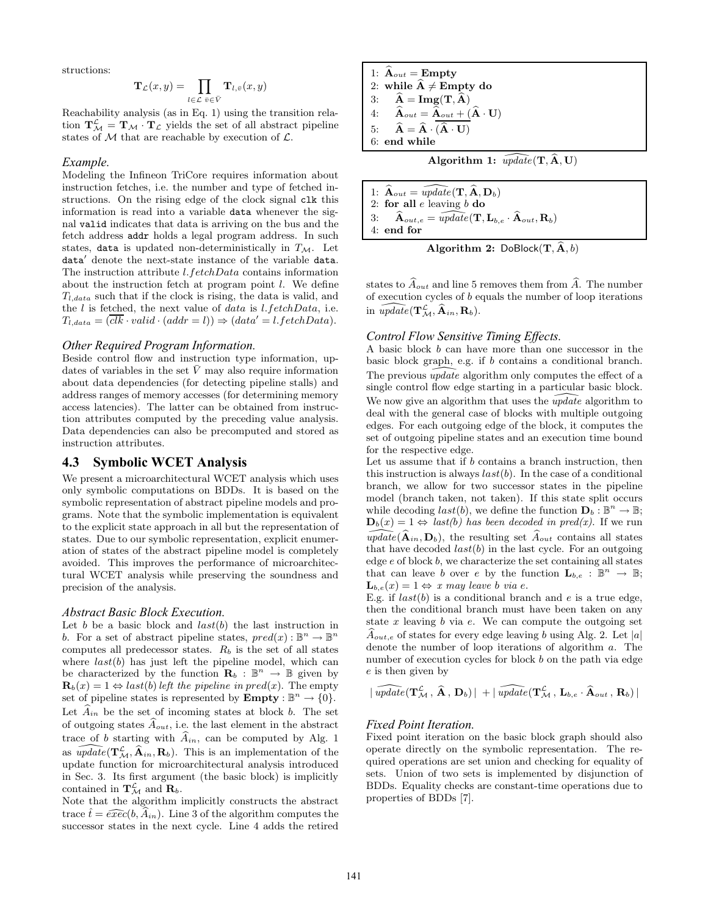structions:

$$\mathbf{T}_{\mathcal{L}}(x,y) = \prod_{l \in \mathcal{L}} \prod_{\bar{v} \in \bar{V}} \mathbf{T}_{l,\bar{v}}(x,y)$$

Reachability analysis (as in Eq. 1) using the transition relation $\mathbf{T}^{\mathcal{L}}_{\mathcal{M}} = \mathbf{T}_{\mathcal{M}} \cdot \mathbf{T}_{\mathcal{L}}$ yields the set of all abstract pipeline states of $\mathcal{M}$ that are reachable by execution of $\mathcal{L}$.

*Example.*

Modeling the Infineon TriCore requires information about instruction fetches, i.e. the number and type of fetched instructions. On the rising edge of the clock signal `clk` this information is read into a variable `data` whenever the signal `valid` indicates that data is arriving on the bus and the fetch address `addr` holds a legal program address. In such states, `data` is updated non-deterministically in $T_{\mathcal{M}}$. Let `data'` denote the next-state instance of the variable `data`. The instruction attribute $l.fetchData$ contains information about the instruction fetch at program point $l$. We define $T_{l,data}$ such that if the clock is rising, the data is valid, and the $l$ is fetched, the next value of $data$ is $l.fetchData$, i.e. $T_{l,data} = (\overline{clk} \cdot valid \cdot (addr = l)) \Rightarrow (data' = l.fetchData)$.

*Other Required Program Information.*

Beside control flow and instruction type information, updates of variables in the set $\bar{V}$ may also require information about data dependencies (for detecting pipeline stalls) and address ranges of memory accesses (for determining memory access latencies). The latter can be obtained from instruction attributes computed by the preceding value analysis. Data dependencies can also be precomputed and stored as instruction attributes.

### 4.3 Symbolic WCET Analysis

We present a microarchitectural WCET analysis which uses only symbolic computations on BDDs. It is based on the symbolic representation of abstract pipeline models and programs. Note that the symbolic implementation is equivalent to the explicit state approach in all but the representation of states. Due to our symbolic representation, explicit enumeration of states of the abstract pipeline model is completely avoided. This improves the performance of microarchitectural WCET analysis while preserving the soundness and precision of the analysis.

*Abstract Basic Block Execution.*

Let $b$ be a basic block and $last(b)$ the last instruction in $b$. For a set of abstract pipeline states, $pred(x) : \mathbb{B}^n \rightarrow \mathbb{B}^n$ computes all predecessor states. $R_b$ is the set of all states where $last(b)$ has just left the pipeline model, which can be characterized by the function $\mathbf{R}_b : \mathbb{B}^n \rightarrow \mathbb{B}$ given by $\mathbf{R}_b(x) = 1 \Leftrightarrow$ *last(b) left the pipeline in pred(x)*. The empty set of pipeline states is represented by $\mathbf{Empty} : \mathbb{B}^n \rightarrow \{0\}$.
Let $\widehat{A}_{in}$ be the set of incoming states at block $b$. The set of outgoing states $\widehat{A}_{out}$, i.e. the last element in the abstract trace of $b$ starting with $\widehat{A}_{in}$, can be computed by Alg. 1 as $\widehat{update}(\mathbf{T}^{\mathcal{L}}_{\mathcal{M}}, \widehat{\mathbf{A}}_{in}, \mathbf{R}_b)$. This is an implementation of the update function for microarchitectural analysis introduced in Sec. 3. Its first argument (the basic block) is implicitly contained in $\mathbf{T}^{\mathcal{L}}_{\mathcal{M}}$ and $\mathbf{R}_b$.
Note that the algorithm implicitly constructs the abstract trace $\hat{t} = \widehat{exec}(b, \widehat{A}_{in})$. Line 3 of the algorithm computes the successor states in the next cycle. Line 4 adds the retired states to $\widehat{A}_{out}$ and line 5 removes them from $\widehat{A}$. The number of execution cycles of $b$ equals the number of loop iterations in $\widehat{update}(\mathbf{T}^{\mathcal{L}}_{\mathcal{M}}, \widehat{\mathbf{A}}_{in}, \mathbf{R}_b)$.

```
1: Â_out = Empty
2: while Â ≠ Empty do
3:    Â = Img(T, Â)
4:    Â_out = Â_out + (Â · U)
5:    Â = Â · ¬(Â · U)
6: end while
```

**Algorithm 1:** $\widehat{update}(\mathbf{T}, \widehat{\mathbf{A}}, \mathbf{U})$

```
1: Â_out = update(T, Â, D_b)
2: for all e leaving b do
3:    Â_out,e = update(T, L_b,e · Â_out, R_b)
4: end for
```

**Algorithm 2:** DoBlock$(\mathbf{T}, \widehat{\mathbf{A}}, b)$

*Control Flow Sensitive Timing Effects.*

A basic block $b$ can have more than one successor in the basic block graph, e.g. if $b$ contains a conditional branch. The previous $\widehat{update}$ algorithm only computes the effect of a single control flow edge starting in a particular basic block. We now give an algorithm that uses the $\widehat{update}$ algorithm to deal with the general case of blocks with multiple outgoing edges. For each outgoing edge of the block, it computes the set of outgoing pipeline states and an execution time bound for the respective edge.
Let us assume that if $b$ contains a branch instruction, then this instruction is always $last(b)$. In the case of a conditional branch, we allow for two successor states in the pipeline model (branch taken, not taken). If this state split occurs while decoding $last(b)$, we define the function $\mathbf{D}_b : \mathbb{B}^n \rightarrow \mathbb{B}$; $\mathbf{D}_b(x) = 1 \Leftrightarrow$ *last(b) has been decoded in pred(x)*. If we run $\widehat{update}(\widehat{\mathbf{A}}_{in}, \mathbf{D}_b)$, the resulting set $\widehat{A}_{out}$ contains all states that have decoded $last(b)$ in the last cycle. For an outgoing edge $e$ of block $b$, we characterize the set containing all states that can leave $b$ over $e$ by the function $\mathbf{L}_{b,e} : \mathbb{B}^n \rightarrow \mathbb{B}$; $\mathbf{L}_{b,e}(x) = 1 \Leftrightarrow$ *x may leave b via e.*
E.g. if $last(b)$ is a conditional branch and $e$ is a true edge, then the conditional branch must have been taken on any state $x$ leaving $b$ via $e$. We can compute the outgoing set $\widehat{A}_{out,e}$ of states for every edge leaving $b$ using Alg. 2. Let $|a|$ denote the number of loop iterations of algorithm $a$. The number of execution cycles for block $b$ on the path via edge $e$ is then given by

$$|\,\widehat{update}(\mathbf{T}^{\mathcal{L}}_{\mathcal{M}}\,,\,\widehat{\mathbf{A}}\,,\,\mathbf{D}_b)\,| \;+\; |\,\widehat{update}(\mathbf{T}^{\mathcal{L}}_{\mathcal{M}}\,,\,\mathbf{L}_{b,e}\cdot\widehat{\mathbf{A}}_{out}\,,\,\mathbf{R}_b)\,|$$

*Fixed Point Iteration.*

Fixed point iteration on the basic block graph should also operate directly on the symbolic representation. The required operations are set union and checking for equality of sets. Union of two sets is implemented by disjunction of BDDs. Equality checks are constant-time operations due to properties of BDDs [7].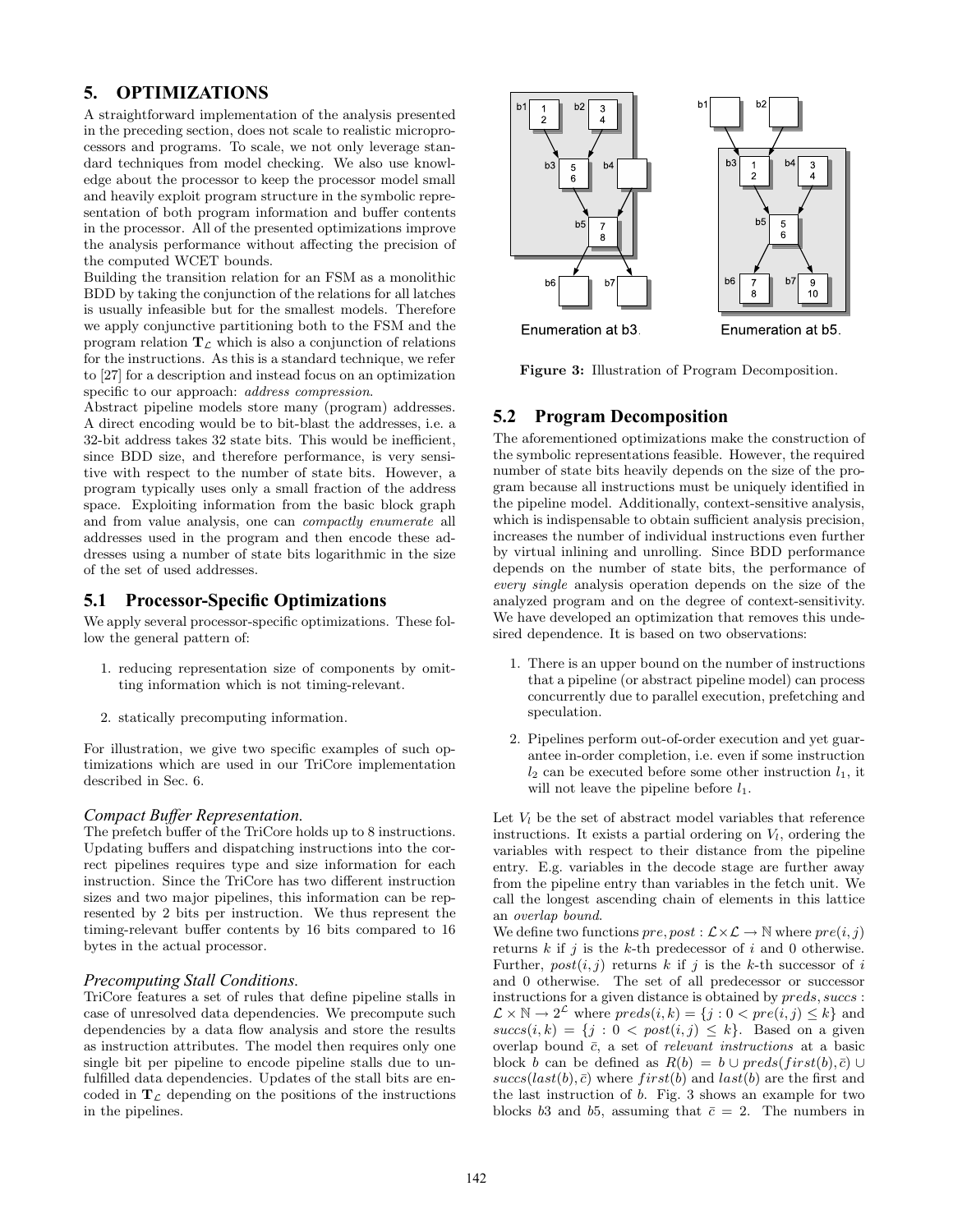## 5. OPTIMIZATIONS

A straightforward implementation of the analysis presented in the preceding section, does not scale to realistic microprocessors and programs. To scale, we not only leverage standard techniques from model checking. We also use knowledge about the processor to keep the processor model small and heavily exploit program structure in the symbolic representation of both program information and buffer contents in the processor. All of the presented optimizations improve the analysis performance without affecting the precision of the computed WCET bounds.

Building the transition relation for an FSM as a monolithic BDD by taking the conjunction of the relations for all latches is usually infeasible but for the smallest models. Therefore we apply conjunctive partitioning both to the FSM and the program relation $\mathbf{T}_\mathcal{L}$ which is also a conjunction of relations for the instructions. As this is a standard technique, we refer to [27] for a description and instead focus on an optimization specific to our approach: *address compression*.

Abstract pipeline models store many (program) addresses. A direct encoding would be to bit-blast the addresses, i.e. a 32-bit address takes 32 state bits. This would be inefficient, since BDD size, and therefore performance, is very sensitive with respect to the number of state bits. However, a program typically uses only a small fraction of the address space. Exploiting information from the basic block graph and from value analysis, one can *compactly enumerate* all addresses used in the program and then encode these addresses using a number of state bits logarithmic in the size of the set of used addresses.

### 5.1 Processor-Specific Optimizations

We apply several processor-specific optimizations. These follow the general pattern of:

1. reducing representation size of components by omitting information which is not timing-relevant.
2. statically precomputing information.

For illustration, we give two specific examples of such optimizations which are used in our TriCore implementation described in Sec. 6.

#### *Compact Buffer Representation.*

The prefetch buffer of the TriCore holds up to 8 instructions. Updating buffers and dispatching instructions into the correct pipelines requires type and size information for each instruction. Since the TriCore has two different instruction sizes and two major pipelines, this information can be represented by 2 bits per instruction. We thus represent the timing-relevant buffer contents by 16 bits compared to 16 bytes in the actual processor.

#### *Precomputing Stall Conditions.*

TriCore features a set of rules that define pipeline stalls in case of unresolved data dependencies. We precompute such dependencies by a data flow analysis and store the results as instruction attributes. The model then requires only one single bit per pipeline to encode pipeline stalls due to unfulfilled data dependencies. Updates of the stall bits are encoded in $\mathbf{T}_\mathcal{L}$ depending on the positions of the instructions in the pipelines.

**Figure 3:** Illustration of Program Decomposition.

### 5.2 Program Decomposition

The aforementioned optimizations make the construction of the symbolic representations feasible. However, the required number of state bits heavily depends on the size of the program because all instructions must be uniquely identified in the pipeline model. Additionally, context-sensitive analysis, which is indispensable to obtain sufficient analysis precision, increases the number of individual instructions even further by virtual inlining and unrolling. Since BDD performance depends on the number of state bits, the performance of *every single* analysis operation depends on the size of the analyzed program and on the degree of context-sensitivity. We have developed an optimization that removes this undesired dependence. It is based on two observations:

1. There is an upper bound on the number of instructions that a pipeline (or abstract pipeline model) can process concurrently due to parallel execution, prefetching and speculation.
2. Pipelines perform out-of-order execution and yet guarantee in-order completion, i.e. even if some instruction $l_2$ can be executed before some other instruction $l_1$, it will not leave the pipeline before $l_1$.

Let $V_l$ be the set of abstract model variables that reference instructions. It exists a partial ordering on $V_l$, ordering the variables with respect to their distance from the pipeline entry. E.g. variables in the decode stage are further away from the pipeline entry than variables in the fetch unit. We call the longest ascending chain of elements in this lattice an *overlap bound*.

We define two functions $pre, post : \mathcal{L} \times \mathcal{L} \rightarrow \mathbb{N}$ where $pre(i,j)$ returns $k$ if $j$ is the $k$-th predecessor of $i$ and 0 otherwise. Further, $post(i,j)$ returns $k$ if $j$ is the $k$-th successor of $i$ and 0 otherwise. The set of all predecessor or successor instructions for a given distance is obtained by $preds, succs : \mathcal{L} \times \mathbb{N} \rightarrow 2^\mathcal{L}$ where $preds(i,k) = \{j : 0 < pre(i,j) \leq k\}$ and $succs(i,k) = \{j : 0 < post(i,j) \leq k\}$. Based on a given overlap bound $\bar{c}$, a set of *relevant instructions* at a basic block $b$ can be defined as $R(b) = b \cup preds(first(b), \bar{c}) \cup succs(last(b), \bar{c})$ where $first(b)$ and $last(b)$ are the first and the last instruction of $b$. Fig. 3 shows an example for two blocks $b3$ and $b5$, assuming that $\bar{c} = 2$. The numbers in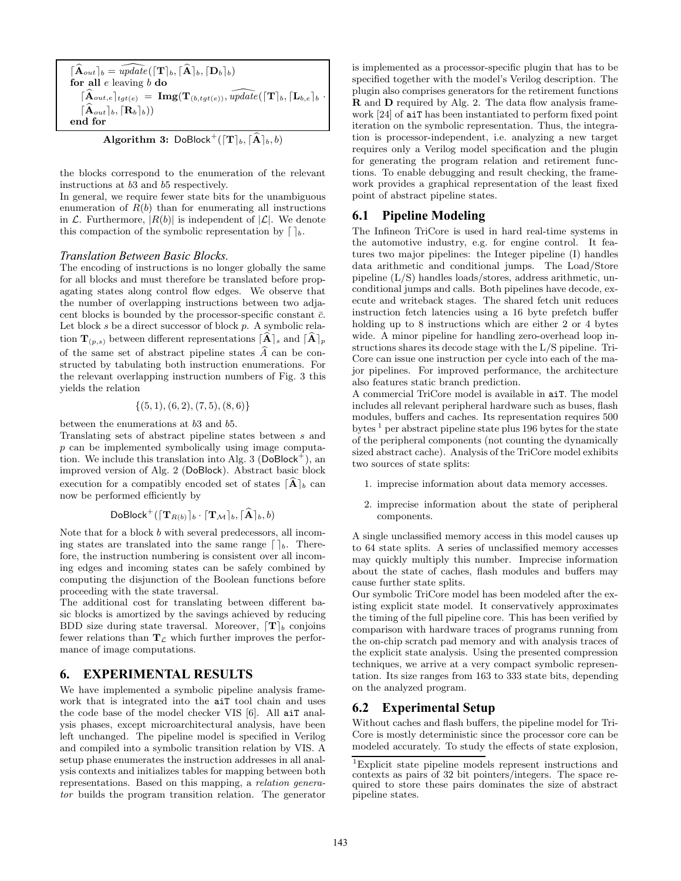$$\lceil\widehat{\mathbf{A}}_{out}\rceil_b = \widehat{update}(\lceil\mathbf{T}\rceil_b, \lceil\widehat{\mathbf{A}}\rceil_b, \lceil\mathbf{D}_b\rceil_b)$$

**for all** $e$ leaving $b$ **do**

$$\lceil\widehat{\mathbf{A}}_{out,e}\rceil_{tgt(e)} = \mathbf{Img}(\mathbf{T}_{(b,tgt(e))}, \widehat{update}(\lceil\mathbf{T}\rceil_b, \lceil\mathbf{L}_{b,e}\rceil_b \cdot \lceil\widehat{\mathbf{A}}_{out}\rceil_b, \lceil\mathbf{R}_b\rceil_b))$$

**end for**

**Algorithm 3:** $\mathsf{DoBlock}^+(\lceil\mathbf{T}\rceil_b, \lceil\widehat{\mathbf{A}}\rceil_b, b)$

the blocks correspond to the enumeration of the relevant instructions at $b3$ and $b5$ respectively.

In general, we require fewer state bits for the unambiguous enumeration of $R(b)$ than for enumerating all instructions in $\mathcal{L}$. Furthermore, $|R(b)|$ is independent of $|\mathcal{L}|$. We denote this compaction of the symbolic representation by $\lceil\,\rceil_b$.

### *Translation Between Basic Blocks.*

The encoding of instructions is no longer globally the same for all blocks and must therefore be translated before propagating states along control flow edges. We observe that the number of overlapping instructions between two adjacent blocks is bounded by the processor-specific constant $\bar{c}$. Let block $s$ be a direct successor of block $p$. A symbolic relation $\mathbf{T}_{(p,s)}$ between different representations $\lceil\widehat{\mathbf{A}}\rceil_s$ and $\lceil\widehat{\mathbf{A}}\rceil_p$ of the same set of abstract pipeline states $\widehat{A}$ can be constructed by tabulating both instruction enumerations. For the relevant overlapping instruction numbers of Fig. 3 this yields the relation

$$\{(5,1),(6,2),(7,5),(8,6)\}$$

between the enumerations at $b3$ and $b5$.

Translating sets of abstract pipeline states between $s$ and $p$ can be implemented symbolically using image computation. We include this translation into Alg. 3 ($\mathsf{DoBlock}^+$), an improved version of Alg. 2 ($\mathsf{DoBlock}$). Abstract basic block execution for a compatibly encoded set of states $\lceil\widehat{\mathbf{A}}\rceil_b$ can now be performed efficiently by

$$\mathsf{DoBlock}^+(\lceil\mathbf{T}_{R(b)}\rceil_b \cdot \lceil\mathbf{T}_{\mathcal{M}}\rceil_b, \lceil\widehat{\mathbf{A}}\rceil_b, b)$$

Note that for a block $b$ with several predecessors, all incoming states are translated into the same range $\lceil\,\rceil_b$. Therefore, the instruction numbering is consistent over all incoming edges and incoming states can be safely combined by computing the disjunction of the Boolean functions before proceeding with the state traversal.

The additional cost for translating between different basic blocks is amortized by the savings achieved by reducing BDD size during state traversal. Moreover, $\lceil\mathbf{T}\rceil_b$ conjoins fewer relations than $\mathbf{T}_{\mathcal{L}}$ which further improves the performance of image computations.

## 6. EXPERIMENTAL RESULTS

We have implemented a symbolic pipeline analysis framework that is integrated into the aiT tool chain and uses the code base of the model checker VIS [6]. All aiT analysis phases, except microarchitectural analysis, have been left unchanged. The pipeline model is specified in Verilog and compiled into a symbolic transition relation by VIS. A setup phase enumerates the instruction addresses in all analysis contexts and initializes tables for mapping between both representations. Based on this mapping, a *relation generator* builds the program transition relation. The generator is implemented as a processor-specific plugin that has to be specified together with the model's Verilog description. The plugin also comprises generators for the retirement functions **R** and **D** required by Alg. 2. The data flow analysis framework [24] of aiT has been instantiated to perform fixed point iteration on the symbolic representation. Thus, the integration is processor-independent, i.e. analyzing a new target requires only a Verilog model specification and the plugin for generating the program relation and retirement functions. To enable debugging and result checking, the framework provides a graphical representation of the least fixed point of abstract pipeline states.

### 6.1 Pipeline Modeling

The Infineon TriCore is used in hard real-time systems in the automotive industry, e.g. for engine control. It features two major pipelines: the Integer pipeline (I) handles data arithmetic and conditional jumps. The Load/Store pipeline (L/S) handles loads/stores, address arithmetic, unconditional jumps and calls. Both pipelines have decode, execute and writeback stages. The shared fetch unit reduces instruction fetch latencies using a 16 byte prefetch buffer holding up to 8 instructions which are either 2 or 4 bytes wide. A minor pipeline for handling zero-overhead loop instructions shares its decode stage with the L/S pipeline. TriCore can issue one instruction per cycle into each of the major pipelines. For improved performance, the architecture also features static branch prediction.

A commercial TriCore model is available in aiT. The model includes all relevant peripheral hardware such as buses, flash modules, buffers and caches. Its representation requires 500 bytes [1] per abstract pipeline state plus 196 bytes for the state of the peripheral components (not counting the dynamically sized abstract cache). Analysis of the TriCore model exhibits two sources of state splits:

1. imprecise information about data memory accesses.
2. imprecise information about the state of peripheral components.

A single unclassified memory access in this model causes up to 64 state splits. A series of unclassified memory accesses may quickly multiply this number. Imprecise information about the state of caches, flash modules and buffers may cause further state splits.

Our symbolic TriCore model has been modeled after the existing explicit state model. It conservatively approximates the timing of the full pipeline core. This has been verified by comparison with hardware traces of programs running from the on-chip scratch pad memory and with analysis traces of the explicit state analysis. Using the presented compression techniques, we arrive at a very compact symbolic representation. Its size ranges from 163 to 333 state bits, depending on the analyzed program.

### 6.2 Experimental Setup

Without caches and flash buffers, the pipeline model for TriCore is mostly deterministic since the processor core can be modeled accurately. To study the effects of state explosion,

[1] Explicit state pipeline models represent instructions and contexts as pairs of 32 bit pointers/integers. The space required to store these pairs dominates the size of abstract pipeline states.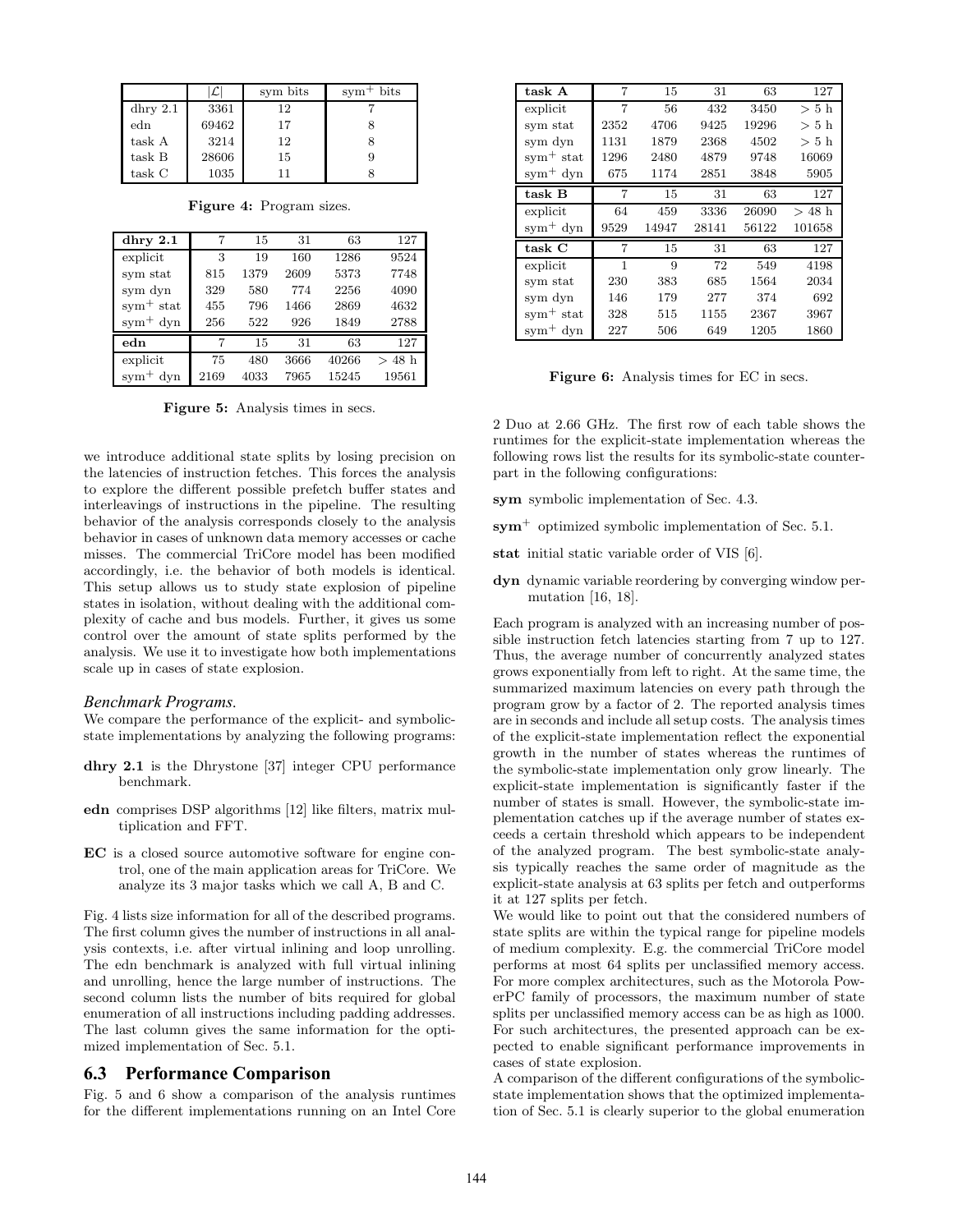|  | $\vert\mathcal{L}\vert$ | sym bits | $\text{sym}^+$ bits |
|---|---|---|---|
| dhry 2.1 | 3361 | 12 | 7 |
| edn | 69462 | 17 | 8 |
| task A | 3214 | 12 | 8 |
| task B | 28606 | 15 | 9 |
| task C | 1035 | 11 | 8 |

**Figure 4:** Program sizes.

| **dhry 2.1** | 7 | 15 | 31 | 63 | 127 |
|---|---|---|---|---|---|
| explicit | 3 | 19 | 160 | 1286 | 9524 |
| sym stat | 815 | 1379 | 2609 | 5373 | 7748 |
| sym dyn | 329 | 580 | 774 | 2256 | 4090 |
| $\text{sym}^+$ stat | 455 | 796 | 1466 | 2869 | 4632 |
| $\text{sym}^+$ dyn | 256 | 522 | 926 | 1849 | 2788 |
| **edn** | 7 | 15 | 31 | 63 | 127 |
| explicit | 75 | 480 | 3666 | 40266 | > 48 h |
| $\text{sym}^+$ dyn | 2169 | 4033 | 7965 | 15245 | 19561 |

**Figure 5:** Analysis times in secs.

we introduce additional state splits by losing precision on the latencies of instruction fetches. This forces the analysis to explore the different possible prefetch buffer states and interleavings of instructions in the pipeline. The resulting behavior of the analysis corresponds closely to the analysis behavior in cases of unknown data memory accesses or cache misses. The commercial TriCore model has been modified accordingly, i.e. the behavior of both models is identical. This setup allows us to study state explosion of pipeline states in isolation, without dealing with the additional complexity of cache and bus models. Further, it gives us some control over the amount of state splits performed by the analysis. We use it to investigate how both implementations scale up in cases of state explosion.

### *Benchmark Programs.*

We compare the performance of the explicit- and symbolic-state implementations by analyzing the following programs:

- **dhry 2.1** is the Dhrystone [37] integer CPU performance benchmark.
- **edn** comprises DSP algorithms [12] like filters, matrix multiplication and FFT.
- **EC** is a closed source automotive software for engine control, one of the main application areas for TriCore. We analyze its 3 major tasks which we call A, B and C.

Fig. 4 lists size information for all of the described programs. The first column gives the number of instructions in all analysis contexts, i.e. after virtual inlining and loop unrolling. The edn benchmark is analyzed with full virtual inlining and unrolling, hence the large number of instructions. The second column lists the number of bits required for global enumeration of all instructions including padding addresses. The last column gives the same information for the optimized implementation of Sec. 5.1.

## 6.3 Performance Comparison

Fig. 5 and 6 show a comparison of the analysis runtimes for the different implementations running on an Intel Core 2 Duo at 2.66 GHz. The first row of each table shows the runtimes for the explicit-state implementation whereas the following rows list the results for its symbolic-state counterpart in the following configurations:

| **task A** | 7 | 15 | 31 | 63 | 127 |
|---|---|---|---|---|---|
| explicit | 7 | 56 | 432 | 3450 | > 5 h |
| sym stat | 2352 | 4706 | 9425 | 19296 | > 5 h |
| sym dyn | 1131 | 1879 | 2368 | 4502 | > 5 h |
| $\text{sym}^+$ stat | 1296 | 2480 | 4879 | 9748 | 16069 |
| $\text{sym}^+$ dyn | 675 | 1174 | 2851 | 3848 | 5905 |
| **task B** | 7 | 15 | 31 | 63 | 127 |
| explicit | 64 | 459 | 3336 | 26090 | > 48 h |
| $\text{sym}^+$ dyn | 9529 | 14947 | 28141 | 56122 | 101658 |
| **task C** | 7 | 15 | 31 | 63 | 127 |
| explicit | 1 | 9 | 72 | 549 | 4198 |
| sym stat | 230 | 383 | 685 | 1564 | 2034 |
| sym dyn | 146 | 179 | 277 | 374 | 692 |
| $\text{sym}^+$ stat | 328 | 515 | 1155 | 2367 | 3967 |
| $\text{sym}^+$ dyn | 227 | 506 | 649 | 1205 | 1860 |

**Figure 6:** Analysis times for EC in secs.

**sym** symbolic implementation of Sec. 4.3.

**$\text{sym}^+$** optimized symbolic implementation of Sec. 5.1.

**stat** initial static variable order of VIS [6].

**dyn** dynamic variable reordering by converging window permutation [16, 18].

Each program is analyzed with an increasing number of possible instruction fetch latencies starting from 7 up to 127. Thus, the average number of concurrently analyzed states grows exponentially from left to right. At the same time, the summarized maximum latencies on every path through the program grow by a factor of 2. The reported analysis times are in seconds and include all setup costs. The analysis times of the explicit-state implementation reflect the exponential growth in the number of states whereas the runtimes of the symbolic-state implementation only grow linearly. The explicit-state implementation is significantly faster if the number of states is small. However, the symbolic-state implementation catches up if the average number of states exceeds a certain threshold which appears to be independent of the analyzed program. The best symbolic-state analysis typically reaches the same order of magnitude as the explicit-state analysis at 63 splits per fetch and outperforms it at 127 splits per fetch.

We would like to point out that the considered numbers of state splits are within the typical range for pipeline models of medium complexity. E.g. the commercial TriCore model performs at most 64 splits per unclassified memory access. For more complex architectures, such as the Motorola PowerPC family of processors, the maximum number of state splits per unclassified memory access can be as high as 1000. For such architectures, the presented approach can be expected to enable significant performance improvements in cases of state explosion.

A comparison of the different configurations of the symbolic-state implementation shows that the optimized implementation of Sec. 5.1 is clearly superior to the global enumeration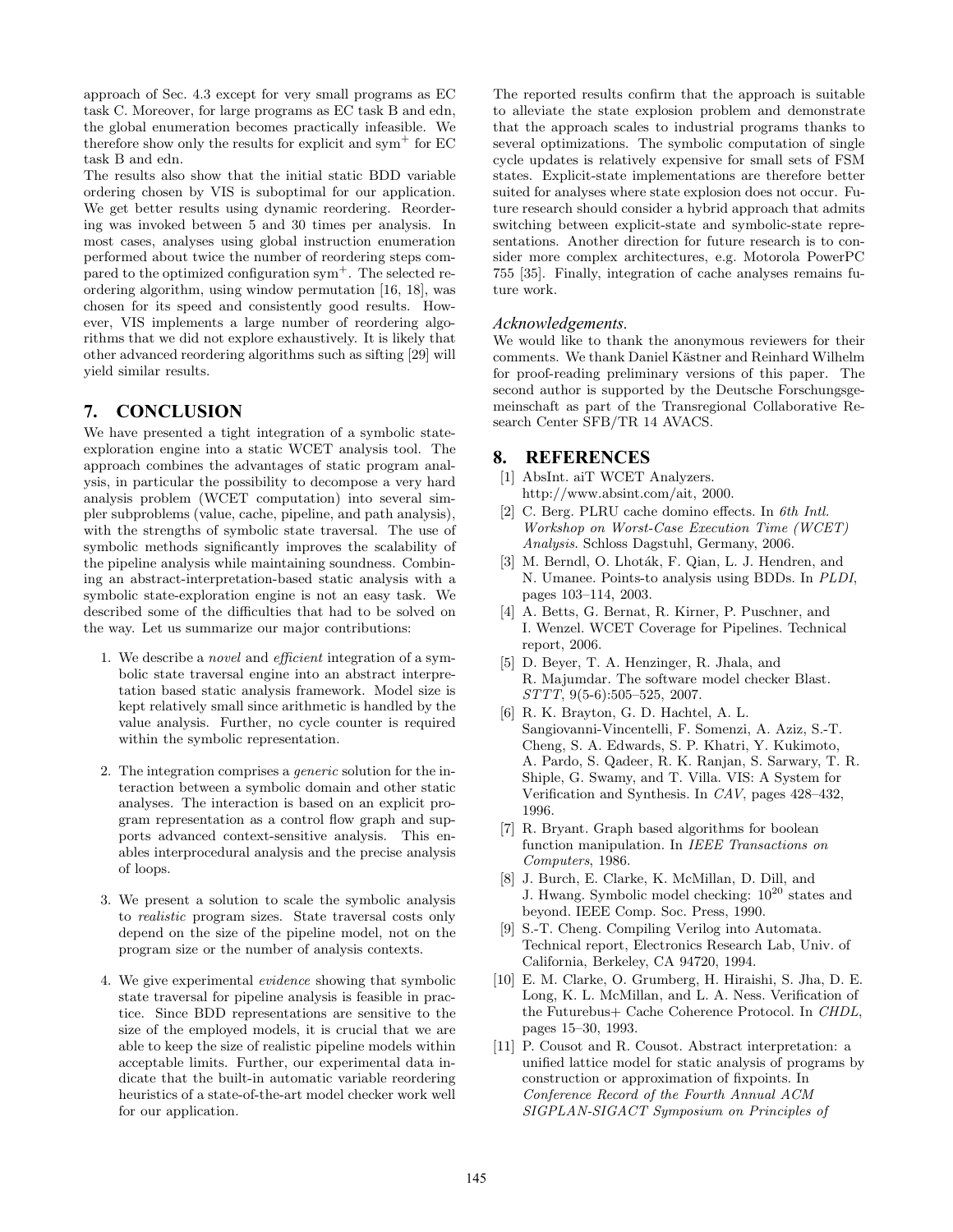approach of Sec. 4.3 except for very small programs as EC task C. Moreover, for large programs as EC task B and edn, the global enumeration becomes practically infeasible. We therefore show only the results for explicit and sym$^+$ for EC task B and edn.

The results also show that the initial static BDD variable ordering chosen by VIS is suboptimal for our application. We get better results using dynamic reordering. Reordering was invoked between 5 and 30 times per analysis. In most cases, analyses using global instruction enumeration performed about twice the number of reordering steps compared to the optimized configuration sym$^+$. The selected reordering algorithm, using window permutation [16, 18], was chosen for its speed and consistently good results. However, VIS implements a large number of reordering algorithms that we did not explore exhaustively. It is likely that other advanced reordering algorithms such as sifting [29] will yield similar results.

## 7. CONCLUSION

We have presented a tight integration of a symbolic state-exploration engine into a static WCET analysis tool. The approach combines the advantages of static program analysis, in particular the possibility to decompose a very hard analysis problem (WCET computation) into several simpler subproblems (value, cache, pipeline, and path analysis), with the strengths of symbolic state traversal. The use of symbolic methods significantly improves the scalability of the pipeline analysis while maintaining soundness. Combining an abstract-interpretation-based static analysis with a symbolic state-exploration engine is not an easy task. We described some of the difficulties that had to be solved on the way. Let us summarize our major contributions:

1. We describe a *novel* and *efficient* integration of a symbolic state traversal engine into an abstract interpretation based static analysis framework. Model size is kept relatively small since arithmetic is handled by the value analysis. Further, no cycle counter is required within the symbolic representation.

2. The integration comprises a *generic* solution for the interaction between a symbolic domain and other static analyses. The interaction is based on an explicit program representation as a control flow graph and supports advanced context-sensitive analysis. This enables interprocedural analysis and the precise analysis of loops.

3. We present a solution to scale the symbolic analysis to *realistic* program sizes. State traversal costs only depend on the size of the pipeline model, not on the program size or the number of analysis contexts.

4. We give experimental *evidence* showing that symbolic state traversal for pipeline analysis is feasible in practice. Since BDD representations are sensitive to the size of the employed models, it is crucial that we are able to keep the size of realistic pipeline models within acceptable limits. Further, our experimental data indicate that the built-in automatic variable reordering heuristics of a state-of-the-art model checker work well for our application.

The reported results confirm that the approach is suitable to alleviate the state explosion problem and demonstrate that the approach scales to industrial programs thanks to several optimizations. The symbolic computation of single cycle updates is relatively expensive for small sets of FSM states. Explicit-state implementations are therefore better suited for analyses where state explosion does not occur. Future research should consider a hybrid approach that admits switching between explicit-state and symbolic-state representations. Another direction for future research is to consider more complex architectures, e.g. Motorola PowerPC 755 [35]. Finally, integration of cache analyses remains future work.

### *Acknowledgements.*

We would like to thank the anonymous reviewers for their comments. We thank Daniel Kästner and Reinhard Wilhelm for proof-reading preliminary versions of this paper. The second author is supported by the Deutsche Forschungsgemeinschaft as part of the Transregional Collaborative Research Center SFB/TR 14 AVACS.

## 8. REFERENCES

[1] AbsInt. aiT WCET Analyzers. http://www.absint.com/ait, 2000.

[2] C. Berg. PLRU cache domino effects. In *6th Intl. Workshop on Worst-Case Execution Time (WCET) Analysis*. Schloss Dagstuhl, Germany, 2006.

[3] M. Berndl, O. Lhoták, F. Qian, L. J. Hendren, and N. Umanee. Points-to analysis using BDDs. In *PLDI*, pages 103–114, 2003.

[4] A. Betts, G. Bernat, R. Kirner, P. Puschner, and I. Wenzel. WCET Coverage for Pipelines. Technical report, 2006.

[5] D. Beyer, T. A. Henzinger, R. Jhala, and R. Majumdar. The software model checker Blast. *STTT*, 9(5-6):505–525, 2007.

[6] R. K. Brayton, G. D. Hachtel, A. L. Sangiovanni-Vincentelli, F. Somenzi, A. Aziz, S.-T. Cheng, S. A. Edwards, S. P. Khatri, Y. Kukimoto, A. Pardo, S. Qadeer, R. K. Ranjan, S. Sarwary, T. R. Shiple, G. Swamy, and T. Villa. VIS: A System for Verification and Synthesis. In *CAV*, pages 428–432, 1996.

[7] R. Bryant. Graph based algorithms for boolean function manipulation. In *IEEE Transactions on Computers*, 1986.

[8] J. Burch, E. Clarke, K. McMillan, D. Dill, and J. Hwang. Symbolic model checking: $10^{20}$ states and beyond. IEEE Comp. Soc. Press, 1990.

[9] S.-T. Cheng. Compiling Verilog into Automata. Technical report, Electronics Research Lab, Univ. of California, Berkeley, CA 94720, 1994.

[10] E. M. Clarke, O. Grumberg, H. Hiraishi, S. Jha, D. E. Long, K. L. McMillan, and L. A. Ness. Verification of the Futurebus+ Cache Coherence Protocol. In *CHDL*, pages 15–30, 1993.

[11] P. Cousot and R. Cousot. Abstract interpretation: a unified lattice model for static analysis of programs by construction or approximation of fixpoints. In *Conference Record of the Fourth Annual ACM SIGPLAN-SIGACT Symposium on Principles of*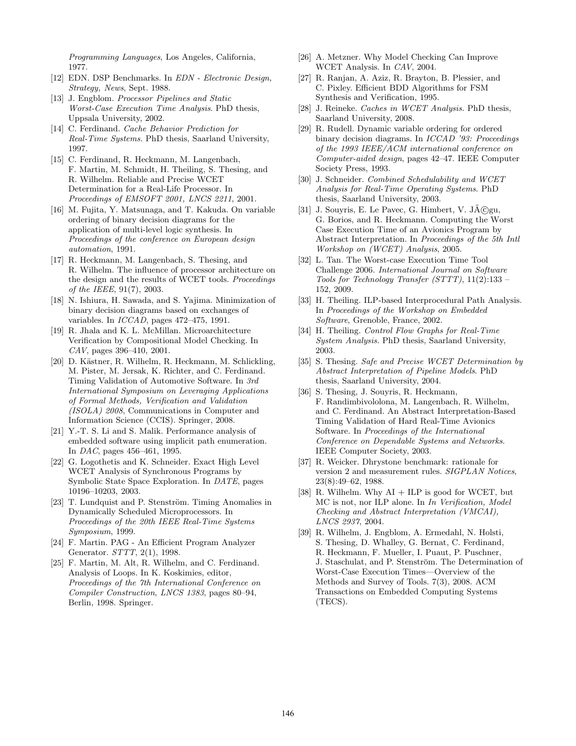*Programming Languages*, Los Angeles, California, 1977.

[12] EDN. DSP Benchmarks. In *EDN - Electronic Design, Strategy, News*, Sept. 1988.

[13] J. Engblom. *Processor Pipelines and Static Worst-Case Execution Time Analysis*. PhD thesis, Uppsala University, 2002.

[14] C. Ferdinand. *Cache Behavior Prediction for Real-Time Systems*. PhD thesis, Saarland University, 1997.

[15] C. Ferdinand, R. Heckmann, M. Langenbach, F. Martin, M. Schmidt, H. Theiling, S. Thesing, and R. Wilhelm. Reliable and Precise WCET Determination for a Real-Life Processor. In *Proceedings of EMSOFT 2001, LNCS 2211*, 2001.

[16] M. Fujita, Y. Matsunaga, and T. Kakuda. On variable ordering of binary decision diagrams for the application of multi-level logic synthesis. In *Proceedings of the conference on European design automation*, 1991.

[17] R. Heckmann, M. Langenbach, S. Thesing, and R. Wilhelm. The influence of processor architecture on the design and the results of WCET tools. *Proceedings of the IEEE*, 91(7), 2003.

[18] N. Ishiura, H. Sawada, and S. Yajima. Minimization of binary decision diagrams based on exchanges of variables. In *ICCAD*, pages 472–475, 1991.

[19] R. Jhala and K. L. McMillan. Microarchitecture Verification by Compositional Model Checking. In *CAV*, pages 396–410, 2001.

[20] D. Kästner, R. Wilhelm, R. Heckmann, M. Schlickling, M. Pister, M. Jersak, K. Richter, and C. Ferdinand. Timing Validation of Automotive Software. In *3rd International Symposium on Leveraging Applications of Formal Methods, Verification and Validation (ISOLA) 2008*, Communications in Computer and Information Science (CCIS). Springer, 2008.

[21] Y.-T. S. Li and S. Malik. Performance analysis of embedded software using implicit path enumeration. In *DAC*, pages 456–461, 1995.

[22] G. Logothetis and K. Schneider. Exact High Level WCET Analysis of Synchronous Programs by Symbolic State Space Exploration. In *DATE*, pages 10196–10203, 2003.

[23] T. Lundquist and P. Stenström. Timing Anomalies in Dynamically Scheduled Microprocessors. In *Proceedings of the 20th IEEE Real-Time Systems Symposium*, 1999.

[24] F. Martin. PAG - An Efficient Program Analyzer Generator. *STTT*, 2(1), 1998.

[25] F. Martin, M. Alt, R. Wilhelm, and C. Ferdinand. Analysis of Loops. In K. Koskimies, editor, *Proceedings of the 7th International Conference on Compiler Construction*, *LNCS 1383*, pages 80–94, Berlin, 1998. Springer.

[26] A. Metzner. Why Model Checking Can Improve WCET Analysis. In *CAV*, 2004.

[27] R. Ranjan, A. Aziz, R. Brayton, B. Plessier, and C. Pixley. Efficient BDD Algorithms for FSM Synthesis and Verification, 1995.

[28] J. Reineke. *Caches in WCET Analysis*. PhD thesis, Saarland University, 2008.

[29] R. Rudell. Dynamic variable ordering for ordered binary decision diagrams. In *ICCAD '93: Proceedings of the 1993 IEEE/ACM international conference on Computer-aided design*, pages 42–47. IEEE Computer Society Press, 1993.

[30] J. Schneider. *Combined Schedulability and WCET Analysis for Real-Time Operating Systems*. PhD thesis, Saarland University, 2003.

[31] J. Souyris, E. Le Pavec, G. Himbert, V. JÃ©gu, G. Borios, and R. Heckmann. Computing the Worst Case Execution Time of an Avionics Program by Abstract Interpretation. In *Proceedings of the 5th Intl Workshop on (WCET) Analysis*, 2005.

[32] L. Tan. The Worst-case Execution Time Tool Challenge 2006. *International Journal on Software Tools for Technology Transfer (STTT)*, 11(2):133 – 152, 2009.

[33] H. Theiling. ILP-based Interprocedural Path Analysis. In *Proceedings of the Workshop on Embedded Software*, Grenoble, France, 2002.

[34] H. Theiling. *Control Flow Graphs for Real-Time System Analysis*. PhD thesis, Saarland University, 2003.

[35] S. Thesing. *Safe and Precise WCET Determination by Abstract Interpretation of Pipeline Models*. PhD thesis, Saarland University, 2004.

[36] S. Thesing, J. Souyris, R. Heckmann, F. Randimbivololona, M. Langenbach, R. Wilhelm, and C. Ferdinand. An Abstract Interpretation-Based Timing Validation of Hard Real-Time Avionics Software. In *Proceedings of the International Conference on Dependable Systems and Networks*. IEEE Computer Society, 2003.

[37] R. Weicker. Dhrystone benchmark: rationale for version 2 and measurement rules. *SIGPLAN Notices*, 23(8):49–62, 1988.

[38] R. Wilhelm. Why AI + ILP is good for WCET, but MC is not, nor ILP alone. In *In Verification, Model Checking and Abstract Interpretation (VMCAI), LNCS 2937*, 2004.

[39] R. Wilhelm, J. Engblom, A. Ermedahl, N. Holsti, S. Thesing, D. Whalley, G. Bernat, C. Ferdinand, R. Heckmann, F. Mueller, I. Puaut, P. Puschner, J. Staschulat, and P. Stenström. The Determination of Worst-Case Execution Times—Overview of the Methods and Survey of Tools. 7(3), 2008. ACM Transactions on Embedded Computing Systems (TECS).